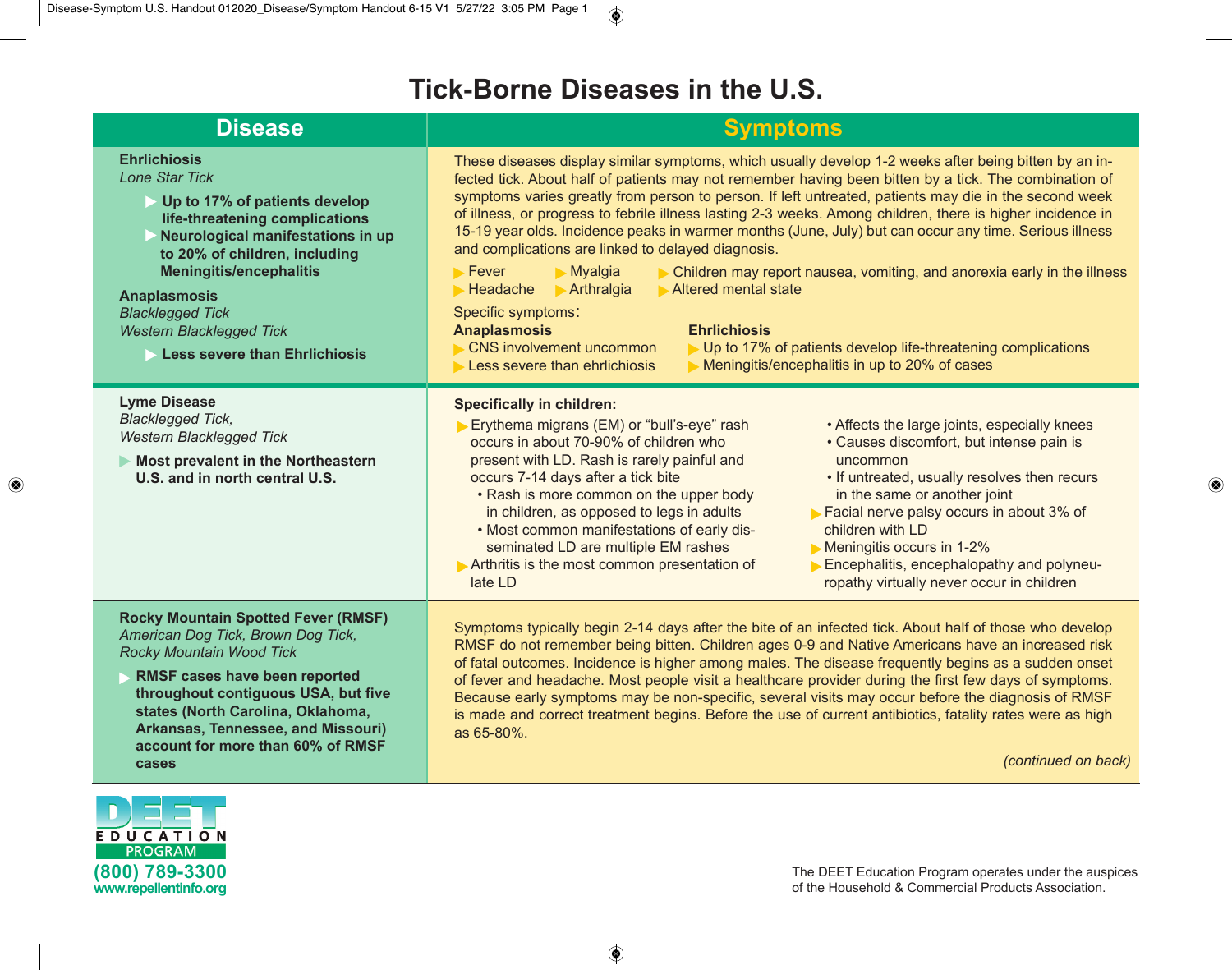# Tick-Borne Diseases in the U.S.

| Disease | Symptoms |
| --- | --- |
| **Ehrlichiosis**<br>*Lone Star Tick*<br>▶ **Up to 17% of patients develop life-threatening complications**<br>▶ **Neurological manifestations in up to 20% of children, including Meningitis/encephalitis**<br><br>**Anaplasmosis**<br>*Blacklegged Tick*<br>*Western Blacklegged Tick*<br>▶ **Less severe than Ehrlichiosis** | These diseases display similar symptoms, which usually develop 1-2 weeks after being bitten by an infected tick. About half of patients may not remember having been bitten by a tick. The combination of symptoms varies greatly from person to person. If left untreated, patients may die in the second week of illness, or progress to febrile illness lasting 2-3 weeks. Among children, there is higher incidence in 15-19 year olds. Incidence peaks in warmer months (June, July) but can occur any time. Serious illness and complications are linked to delayed diagnosis.<br>▶ Fever ▶ Headache ▶ Myalgia ▶ Arthralgia ▶ Children may report nausea, vomiting, and anorexia early in the illness ▶ Altered mental state<br>Specific symptoms:<br>**Anaplasmosis**<br>▶ CNS involvement uncommon<br>▶ Less severe than ehrlichiosis<br>**Ehrlichiosis**<br>▶ Up to 17% of patients develop life-threatening complications<br>▶ Meningitis/encephalitis in up to 20% of cases |
| **Lyme Disease**<br>*Blacklegged Tick,*<br>*Western Blacklegged Tick*<br>▶ **Most prevalent in the Northeastern U.S. and in north central U.S.** | **Specifically in children:**<br>▶ Erythema migrans (EM) or "bull's-eye" rash occurs in about 70-90% of children who present with LD. Rash is rarely painful and occurs 7-14 days after a tick bite<br>• Rash is more common on the upper body in children, as opposed to legs in adults<br>• Most common manifestations of early disseminated LD are multiple EM rashes<br>▶ Arthritis is the most common presentation of late LD<br>• Affects the large joints, especially knees<br>• Causes discomfort, but intense pain is uncommon<br>• If untreated, usually resolves then recurs in the same or another joint<br>▶ Facial nerve palsy occurs in about 3% of children with LD<br>▶ Meningitis occurs in 1-2%<br>▶ Encephalitis, encephalopathy and polyneuropathy virtually never occur in children |
| **Rocky Mountain Spotted Fever (RMSF)**<br>*American Dog Tick, Brown Dog Tick, Rocky Mountain Wood Tick*<br>▶ **RMSF cases have been reported throughout contiguous USA, but five states (North Carolina, Oklahoma, Arkansas, Tennessee, and Missouri) account for more than 60% of RMSF cases** | Symptoms typically begin 2-14 days after the bite of an infected tick. About half of those who develop RMSF do not remember being bitten. Children ages 0-9 and Native Americans have an increased risk of fatal outcomes. Incidence is higher among males. The disease frequently begins as a sudden onset of fever and headache. Most people visit a healthcare provider during the first few days of symptoms. Because early symptoms may be non-specific, several visits may occur before the diagnosis of RMSF is made and correct treatment begins. Before the use of current antibiotics, fatality rates were as high as 65-80%.<br>*(continued on back)* |

DEET EDUCATION PROGRAM
(800) 789-3300
www.repellentinfo.org

The DEET Education Program operates under the auspices of the Household & Commercial Products Association.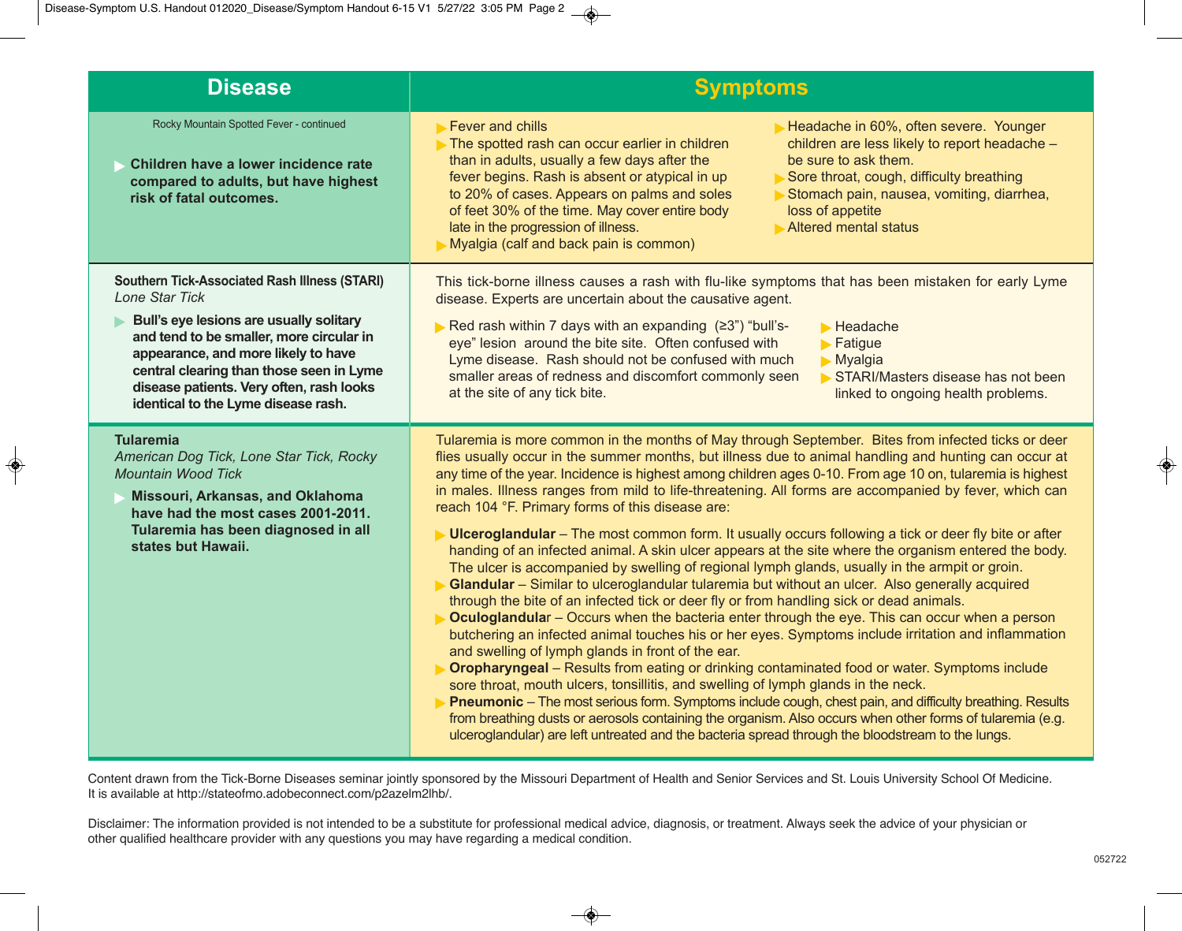| Disease | Symptoms |
| --- | --- |
| Rocky Mountain Spotted Fever - continued<br><br>▶ **Children have a lower incidence rate compared to adults, but have highest risk of fatal outcomes.** | ▶ Fever and chills<br>▶ The spotted rash can occur earlier in children than in adults, usually a few days after the fever begins. Rash is absent or atypical in up to 20% of cases. Appears on palms and soles of feet 30% of the time. May cover entire body late in the progression of illness.<br>▶ Myalgia (calf and back pain is common)<br>▶ Headache in 60%, often severe. Younger children are less likely to report headache – be sure to ask them.<br>▶ Sore throat, cough, difficulty breathing<br>▶ Stomach pain, nausea, vomiting, diarrhea, loss of appetite<br>▶ Altered mental status |
| **Southern Tick-Associated Rash Illness (STARI)**<br>*Lone Star Tick*<br><br>▶ **Bull's eye lesions are usually solitary and tend to be smaller, more circular in appearance, and more likely to have central clearing than those seen in Lyme disease patients. Very often, rash looks identical to the Lyme disease rash.** | This tick-borne illness causes a rash with flu-like symptoms that has been mistaken for early Lyme disease. Experts are uncertain about the causative agent.<br><br>▶ Red rash within 7 days with an expanding (≥3") "bull's-eye" lesion around the bite site. Often confused with Lyme disease. Rash should not be confused with much smaller areas of redness and discomfort commonly seen at the site of any tick bite.<br>▶ Headache<br>▶ Fatigue<br>▶ Myalgia<br>▶ STARI/Masters disease has not been linked to ongoing health problems. |
| **Tularemia**<br>*American Dog Tick, Lone Star Tick, Rocky Mountain Wood Tick*<br><br>▶ **Missouri, Arkansas, and Oklahoma have had the most cases 2001-2011. Tularemia has been diagnosed in all states but Hawaii.** | Tularemia is more common in the months of May through September. Bites from infected ticks or deer flies usually occur in the summer months, but illness due to animal handling and hunting can occur at any time of the year. Incidence is highest among children ages 0-10. From age 10 on, tularemia is highest in males. Illness ranges from mild to life-threatening. All forms are accompanied by fever, which can reach 104 °F. Primary forms of this disease are:<br><br>▶ **Ulceroglandular** – The most common form. It usually occurs following a tick or deer fly bite or after handing of an infected animal. A skin ulcer appears at the site where the organism entered the body. The ulcer is accompanied by swelling of regional lymph glands, usually in the armpit or groin.<br>▶ **Glandular** – Similar to ulceroglandular tularemia but without an ulcer. Also generally acquired through the bite of an infected tick or deer fly or from handling sick or dead animals.<br>▶ **Oculoglandular** – Occurs when the bacteria enter through the eye. This can occur when a person butchering an infected animal touches his or her eyes. Symptoms include irritation and inflammation and swelling of lymph glands in front of the ear.<br>▶ **Oropharyngeal** – Results from eating or drinking contaminated food or water. Symptoms include sore throat, mouth ulcers, tonsillitis, and swelling of lymph glands in the neck.<br>▶ **Pneumonic** – The most serious form. Symptoms include cough, chest pain, and difficulty breathing. Results from breathing dusts or aerosols containing the organism. Also occurs when other forms of tularemia (e.g. ulceroglandular) are left untreated and the bacteria spread through the bloodstream to the lungs. |

Content drawn from the Tick-Borne Diseases seminar jointly sponsored by the Missouri Department of Health and Senior Services and St. Louis University School Of Medicine. It is available at http://stateofmo.adobeconnect.com/p2azelm2lhb/.

Disclaimer: The information provided is not intended to be a substitute for professional medical advice, diagnosis, or treatment. Always seek the advice of your physician or other qualified healthcare provider with any questions you may have regarding a medical condition.

052722